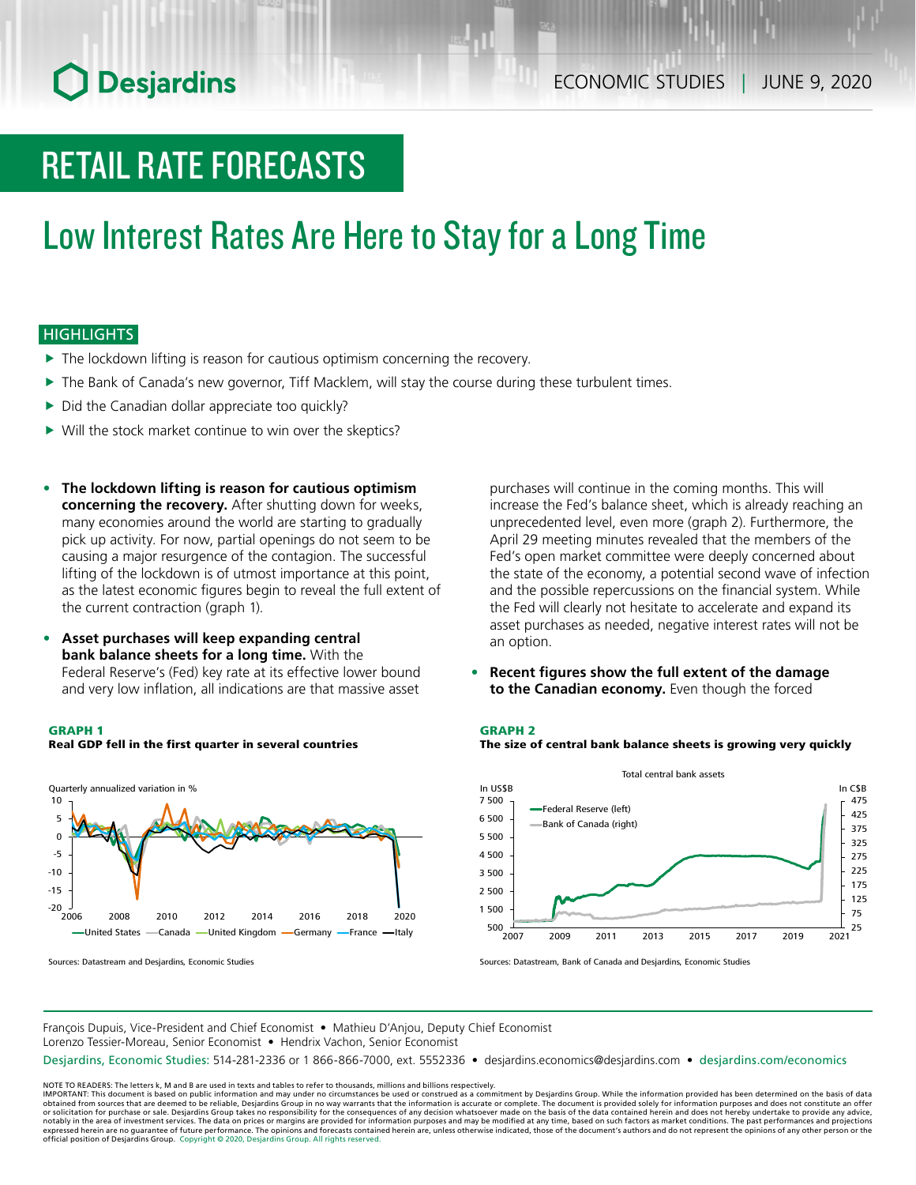Desjardins

ECONOMIC STUDIES | JUNE 9, 2020

# RETAIL RATE FORECASTS

# Low Interest Rates Are Here to Stay for a Long Time

## HIGHLIGHTS

- The lockdown lifting is reason for cautious optimism concerning the recovery.
- The Bank of Canada's new governor, Tiff Macklem, will stay the course during these turbulent times.
- Did the Canadian dollar appreciate too quickly?
- Will the stock market continue to win over the skeptics?

- **The lockdown lifting is reason for cautious optimism concerning the recovery.** After shutting down for weeks, many economies around the world are starting to gradually pick up activity. For now, partial openings do not seem to be causing a major resurgence of the contagion. The successful lifting of the lockdown is of utmost importance at this point, as the latest economic figures begin to reveal the full extent of the current contraction (graph 1).

- **Asset purchases will keep expanding central bank balance sheets for a long time.** With the Federal Reserve's (Fed) key rate at its effective lower bound and very low inflation, all indications are that massive asset purchases will continue in the coming months. This will increase the Fed's balance sheet, which is already reaching an unprecedented level, even more (graph 2). Furthermore, the April 29 meeting minutes revealed that the members of the Fed's open market committee were deeply concerned about the state of the economy, a potential second wave of infection and the possible repercussions on the financial system. While the Fed will clearly not hesitate to accelerate and expand its asset purchases as needed, negative interest rates will not be an option.

- **Recent figures show the full extent of the damage to the Canadian economy.** Even though the forced

**GRAPH 1**
**Real GDP fell in the first quarter in several countries**

Quarterly annualized variation in %

United States, Canada, United Kingdom, Germany, France, Italy

Sources: Datastream and Desjardins, Economic Studies

**GRAPH 2**
**The size of central bank balance sheets is growing very quickly**

Total central bank assets

In US$B / In C$B

Federal Reserve (left), Bank of Canada (right)

Sources: Datastream, Bank of Canada and Desjardins, Economic Studies

François Dupuis, Vice-President and Chief Economist • Mathieu D'Anjou, Deputy Chief Economist
Lorenzo Tessier-Moreau, Senior Economist • Hendrix Vachon, Senior Economist

Desjardins, Economic Studies: 514-281-2336 or 1 866-866-7000, ext. 5552336 • desjardins.economics@desjardins.com • desjardins.com/economics

NOTE TO READERS: The letters k, M and B are used in texts and tables to refer to thousands, millions and billions respectively.
IMPORTANT: This document is based on public information and may under no circumstances be used or construed as a commitment by Desjardins Group. While the information provided has been determined on the basis of data obtained from sources that are deemed to be reliable, Desjardins Group in no way warrants that the information is accurate or complete. The document is provided solely for information purposes and does not constitute an offer or solicitation for purchase or sale. Desjardins Group takes no responsibility for the consequences of any decision whatsoever made on the basis of the data contained herein and does not hereby undertake to provide any advice, notably in the area of investment services. The data on prices or margins are provided for information purposes and may be modified at any time, based on such factors as market conditions. The past performances and projections expressed herein are no guarantee of future performance. The opinions and forecasts contained herein are, unless otherwise indicated, those of the document's authors and do not represent the opinions of any other person or the official position of Desjardins Group. Copyright © 2020, Desjardins Group. All rights reserved.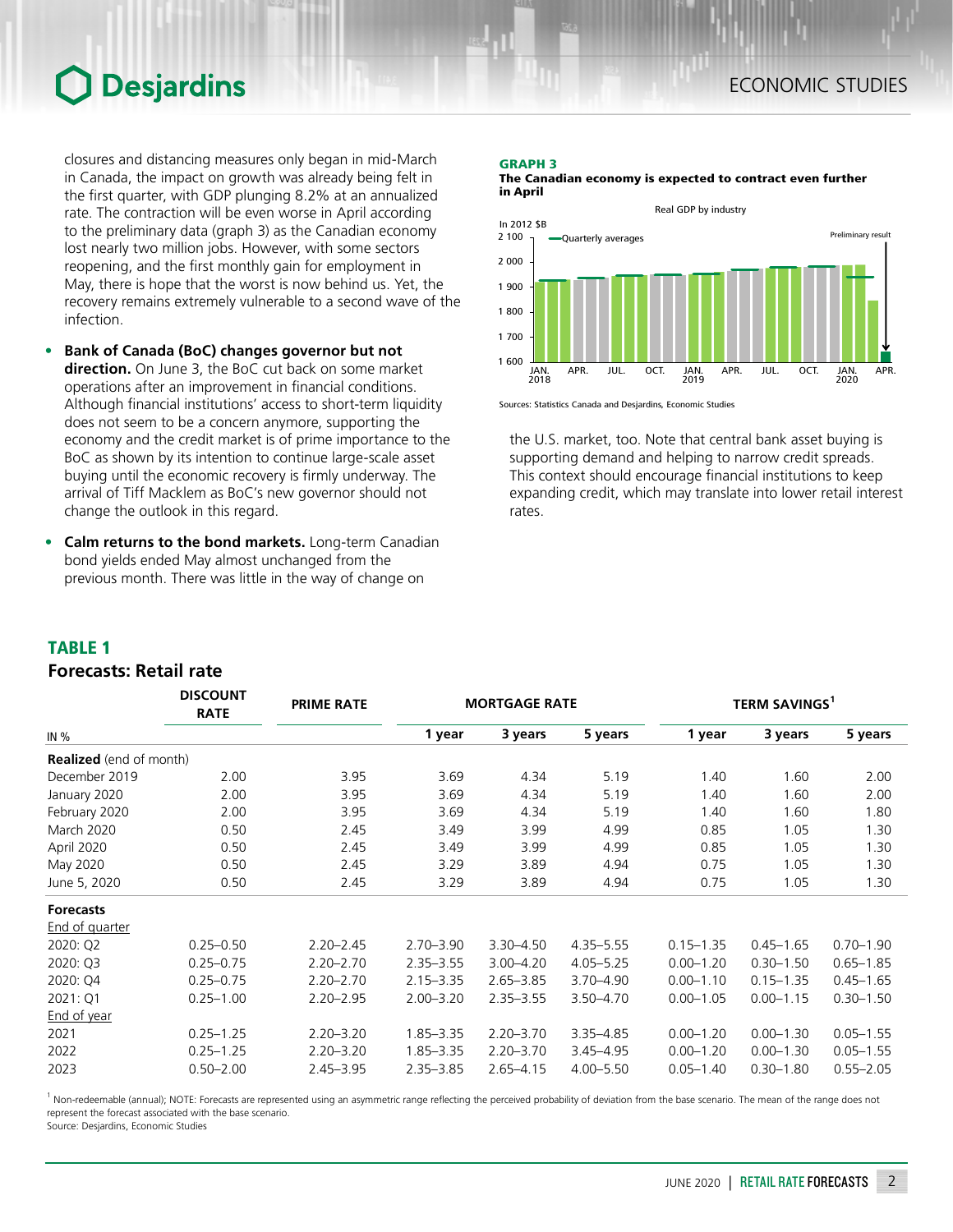closures and distancing measures only began in mid-March in Canada, the impact on growth was already being felt in the first quarter, with GDP plunging 8.2% at an annualized rate. The contraction will be even worse in April according to the preliminary data (graph 3) as the Canadian economy lost nearly two million jobs. However, with some sectors reopening, and the first monthly gain for employment in May, there is hope that the worst is now behind us. Yet, the recovery remains extremely vulnerable to a second wave of the infection.

- **Bank of Canada (BoC) changes governor but not direction.** On June 3, the BoC cut back on some market operations after an improvement in financial conditions. Although financial institutions' access to short-term liquidity does not seem to be a concern anymore, supporting the economy and the credit market is of prime importance to the BoC as shown by its intention to continue large-scale asset buying until the economic recovery is firmly underway. The arrival of Tiff Macklem as BoC's new governor should not change the outlook in this regard.
- **Calm returns to the bond markets.** Long-term Canadian bond yields ended May almost unchanged from the previous month. There was little in the way of change on the U.S. market, too. Note that central bank asset buying is supporting demand and helping to narrow credit spreads. This context should encourage financial institutions to keep expanding credit, which may translate into lower retail interest rates.

**GRAPH 3**
**The Canadian economy is expected to contract even further in April**

Sources: Statistics Canada and Desjardins, Economic Studies

## TABLE 1
### Forecasts: Retail rate

| IN % | DISCOUNT RATE | PRIME RATE | MORTGAGE RATE | | | TERM SAVINGS[1] | | |
|---|---|---|---|---|---|---|---|---|
| | | | 1 year | 3 years | 5 years | 1 year | 3 years | 5 years |
| **Realized** (end of month) | | | | | | | | |
| December 2019 | 2.00 | 3.95 | 3.69 | 4.34 | 5.19 | 1.40 | 1.60 | 2.00 |
| January 2020 | 2.00 | 3.95 | 3.69 | 4.34 | 5.19 | 1.40 | 1.60 | 2.00 |
| February 2020 | 2.00 | 3.95 | 3.69 | 4.34 | 5.19 | 1.40 | 1.60 | 1.80 |
| March 2020 | 0.50 | 2.45 | 3.49 | 3.99 | 4.99 | 0.85 | 1.05 | 1.30 |
| April 2020 | 0.50 | 2.45 | 3.49 | 3.99 | 4.99 | 0.85 | 1.05 | 1.30 |
| May 2020 | 0.50 | 2.45 | 3.29 | 3.89 | 4.94 | 0.75 | 1.05 | 1.30 |
| June 5, 2020 | 0.50 | 2.45 | 3.29 | 3.89 | 4.94 | 0.75 | 1.05 | 1.30 |
| **Forecasts** | | | | | | | | |
| End of quarter | | | | | | | | |
| 2020: Q2 | 0.25–0.50 | 2.20–2.45 | 2.70–3.90 | 3.30–4.50 | 4.35–5.55 | 0.15–1.35 | 0.45–1.65 | 0.70–1.90 |
| 2020: Q3 | 0.25–0.75 | 2.20–2.70 | 2.35–3.55 | 3.00–4.20 | 4.05–5.25 | 0.00–1.20 | 0.30–1.50 | 0.65–1.85 |
| 2020: Q4 | 0.25–0.75 | 2.20–2.70 | 2.15–3.35 | 2.65–3.85 | 3.70–4.90 | 0.00–1.10 | 0.15–1.35 | 0.45–1.65 |
| 2021: Q1 | 0.25–1.00 | 2.20–2.95 | 2.00–3.20 | 2.35–3.55 | 3.50–4.70 | 0.00–1.05 | 0.00–1.15 | 0.30–1.50 |
| End of year | | | | | | | | |
| 2021 | 0.25–1.25 | 2.20–3.20 | 1.85–3.35 | 2.20–3.70 | 3.35–4.85 | 0.00–1.20 | 0.00–1.30 | 0.05–1.55 |
| 2022 | 0.25–1.25 | 2.20–3.20 | 1.85–3.35 | 2.20–3.70 | 3.45–4.95 | 0.00–1.20 | 0.00–1.30 | 0.05–1.55 |
| 2023 | 0.50–2.00 | 2.45–3.95 | 2.35–3.85 | 2.65–4.15 | 4.00–5.50 | 0.05–1.40 | 0.30–1.80 | 0.55–2.05 |

[1] Non-redeemable (annual); NOTE: Forecasts are represented using an asymmetric range reflecting the perceived probability of deviation from the base scenario. The mean of the range does not represent the forecast associated with the base scenario.
Source: Desjardins, Economic Studies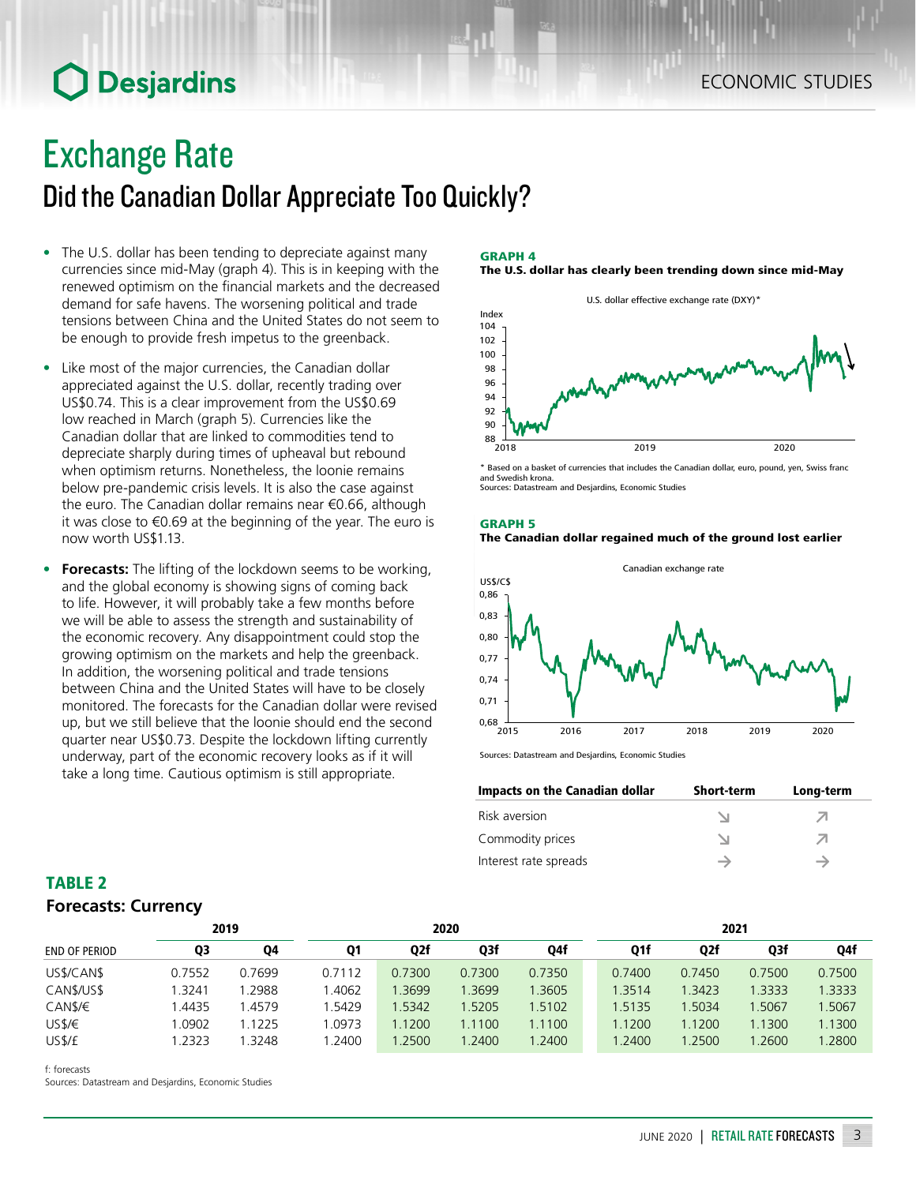# Exchange Rate

## Did the Canadian Dollar Appreciate Too Quickly?

- The U.S. dollar has been tending to depreciate against many currencies since mid-May (graph 4). This is in keeping with the renewed optimism on the financial markets and the decreased demand for safe havens. The worsening political and trade tensions between China and the United States do not seem to be enough to provide fresh impetus to the greenback.
- Like most of the major currencies, the Canadian dollar appreciated against the U.S. dollar, recently trading over US$0.74. This is a clear improvement from the US$0.69 low reached in March (graph 5). Currencies like the Canadian dollar that are linked to commodities tend to depreciate sharply during times of upheaval but rebound when optimism returns. Nonetheless, the loonie remains below pre-pandemic crisis levels. It is also the case against the euro. The Canadian dollar remains near €0.66, although it was close to €0.69 at the beginning of the year. The euro is now worth US$1.13.
- **Forecasts:** The lifting of the lockdown seems to be working, and the global economy is showing signs of coming back to life. However, it will probably take a few months before we will be able to assess the strength and sustainability of the economic recovery. Any disappointment could stop the growing optimism on the markets and help the greenback. In addition, the worsening political and trade tensions between China and the United States will have to be closely monitored. The forecasts for the Canadian dollar were revised up, but we still believe that the loonie should end the second quarter near US$0.73. Despite the lockdown lifting currently underway, part of the economic recovery looks as if it will take a long time. Cautious optimism is still appropriate.

**GRAPH 4**
**The U.S. dollar has clearly been trending down since mid-May**

U.S. dollar effective exchange rate (DXY)*

* Based on a basket of currencies that includes the Canadian dollar, euro, pound, yen, Swiss franc and Swedish krona.
Sources: Datastream and Desjardins, Economic Studies

**GRAPH 5**
**The Canadian dollar regained much of the ground lost earlier**

Canadian exchange rate

Sources: Datastream and Desjardins, Economic Studies

| Impacts on the Canadian dollar | Short-term | Long-term |
|---|---|---|
| Risk aversion | ↘ | ↗ |
| Commodity prices | ↘ | ↗ |
| Interest rate spreads | → | → |

**TABLE 2**
**Forecasts: Currency**

| | 2019 | | 2020 | | | | 2021 | | | |
|---|---|---|---|---|---|---|---|---|---|---|
| END OF PERIOD | Q3 | Q4 | Q1 | Q2f | Q3f | Q4f | Q1f | Q2f | Q3f | Q4f |
| US$/CAN$ | 0.7552 | 0.7699 | 0.7112 | 0.7300 | 0.7300 | 0.7350 | 0.7400 | 0.7450 | 0.7500 | 0.7500 |
| CAN$/US$ | 1.3241 | 1.2988 | 1.4062 | 1.3699 | 1.3699 | 1.3605 | 1.3514 | 1.3423 | 1.3333 | 1.3333 |
| CAN$/€ | 1.4435 | 1.4579 | 1.5429 | 1.5342 | 1.5205 | 1.5102 | 1.5135 | 1.5034 | 1.5067 | 1.5067 |
| US$/€ | 1.0902 | 1.1225 | 1.0973 | 1.1200 | 1.1100 | 1.1100 | 1.1200 | 1.1200 | 1.1300 | 1.1300 |
| US$/£ | 1.2323 | 1.3248 | 1.2400 | 1.2500 | 1.2400 | 1.2400 | 1.2400 | 1.2500 | 1.2600 | 1.2800 |

f: forecasts
Sources: Datastream and Desjardins, Economic Studies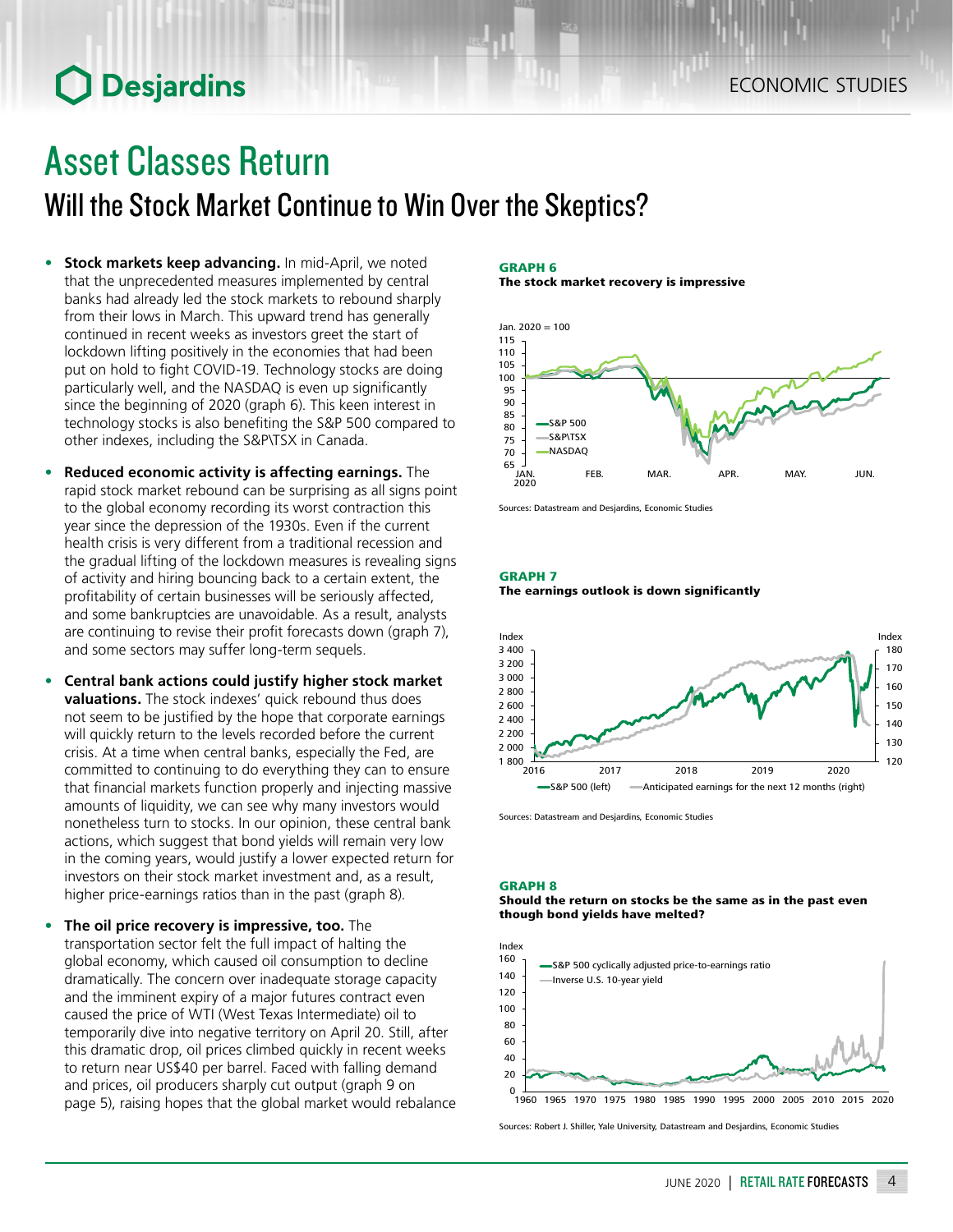# Asset Classes Return

## Will the Stock Market Continue to Win Over the Skeptics?

- **Stock markets keep advancing.** In mid-April, we noted that the unprecedented measures implemented by central banks had already led the stock markets to rebound sharply from their lows in March. This upward trend has generally continued in recent weeks as investors greet the start of lockdown lifting positively in the economies that had been put on hold to fight COVID-19. Technology stocks are doing particularly well, and the NASDAQ is even up significantly since the beginning of 2020 (graph 6). This keen interest in technology stocks is also benefiting the S&P 500 compared to other indexes, including the S&P\TSX in Canada.

- **Reduced economic activity is affecting earnings.** The rapid stock market rebound can be surprising as all signs point to the global economy recording its worst contraction this year since the depression of the 1930s. Even if the current health crisis is very different from a traditional recession and the gradual lifting of the lockdown measures is revealing signs of activity and hiring bouncing back to a certain extent, the profitability of certain businesses will be seriously affected, and some bankruptcies are unavoidable. As a result, analysts are continuing to revise their profit forecasts down (graph 7), and some sectors may suffer long-term sequels.

- **Central bank actions could justify higher stock market valuations.** The stock indexes' quick rebound thus does not seem to be justified by the hope that corporate earnings will quickly return to the levels recorded before the current crisis. At a time when central banks, especially the Fed, are committed to continuing to do everything they can to ensure that financial markets function properly and injecting massive amounts of liquidity, we can see why many investors would nonetheless turn to stocks. In our opinion, these central bank actions, which suggest that bond yields will remain very low in the coming years, would justify a lower expected return for investors on their stock market investment and, as a result, higher price-earnings ratios than in the past (graph 8).

- **The oil price recovery is impressive, too.** The transportation sector felt the full impact of halting the global economy, which caused oil consumption to decline dramatically. The concern over inadequate storage capacity and the imminent expiry of a major futures contract even caused the price of WTI (West Texas Intermediate) oil to temporarily dive into negative territory on April 20. Still, after this dramatic drop, oil prices climbed quickly in recent weeks to return near US$40 per barrel. Faced with falling demand and prices, oil producers sharply cut output (graph 9 on page 5), raising hopes that the global market would rebalance

**GRAPH 6**
**The stock market recovery is impressive**

Sources: Datastream and Desjardins, Economic Studies

**GRAPH 7**
**The earnings outlook is down significantly**

Sources: Datastream and Desjardins, Economic Studies

**GRAPH 8**
**Should the return on stocks be the same as in the past even though bond yields have melted?**

Sources: Robert J. Shiller, Yale University, Datastream and Desjardins, Economic Studies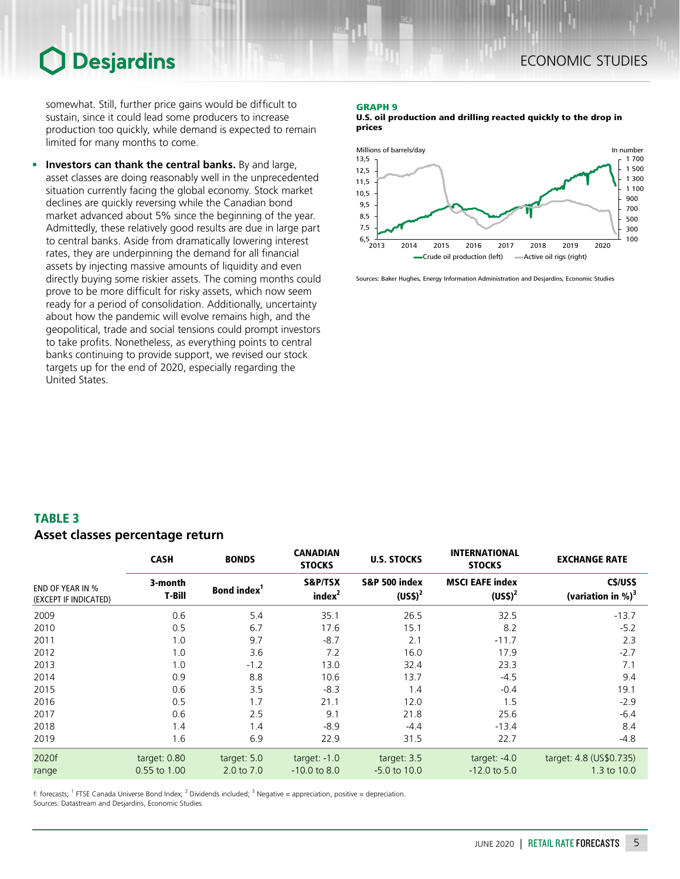somewhat. Still, further price gains would be difficult to sustain, since it could lead some producers to increase production too quickly, while demand is expected to remain limited for many months to come.

- **Investors can thank the central banks.** By and large, asset classes are doing reasonably well in the unprecedented situation currently facing the global economy. Stock market declines are quickly reversing while the Canadian bond market advanced about 5% since the beginning of the year. Admittedly, these relatively good results are due in large part to central banks. Aside from dramatically lowering interest rates, they are underpinning the demand for all financial assets by injecting massive amounts of liquidity and even directly buying some riskier assets. The coming months could prove to be more difficult for risky assets, which now seem ready for a period of consolidation. Additionally, uncertainty about how the pandemic will evolve remains high, and the geopolitical, trade and social tensions could prompt investors to take profits. Nonetheless, as everything points to central banks continuing to provide support, we revised our stock targets up for the end of 2020, especially regarding the United States.

**GRAPH 9**
**U.S. oil production and drilling reacted quickly to the drop in prices**

Millions of barrels/day
In number
13,5
12,5
11,5
10,5
9,5
8,5
7,5
6,5
1 700
1 500
1 300
1 100
900
700
500
300
100
2013 2014 2015 2016 2017 2018 2019 2020
Crude oil production (left)
Active oil rigs (right)

Sources: Baker Hughes, Energy Information Administration and Desjardins, Economic Studies

## TABLE 3
### Asset classes percentage return

| | CASH | BONDS | CANADIAN STOCKS | U.S. STOCKS | INTERNATIONAL STOCKS | EXCHANGE RATE |
|---|---|---|---|---|---|---|
| END OF YEAR IN % (EXCEPT IF INDICATED) | 3-month T-Bill | Bond index[1] | S&P/TSX index[2] | S&P 500 index (US$)[2] | MSCI EAFE index (US$)[2] | C$/US$ (variation in %)[3] |
| 2009 | 0.6 | 5.4 | 35.1 | 26.5 | 32.5 | -13.7 |
| 2010 | 0.5 | 6.7 | 17.6 | 15.1 | 8.2 | -5.2 |
| 2011 | 1.0 | 9.7 | -8.7 | 2.1 | -11.7 | 2.3 |
| 2012 | 1.0 | 3.6 | 7.2 | 16.0 | 17.9 | -2.7 |
| 2013 | 1.0 | -1.2 | 13.0 | 32.4 | 23.3 | 7.1 |
| 2014 | 0.9 | 8.8 | 10.6 | 13.7 | -4.5 | 9.4 |
| 2015 | 0.6 | 3.5 | -8.3 | 1.4 | -0.4 | 19.1 |
| 2016 | 0.5 | 1.7 | 21.1 | 12.0 | 1.5 | -2.9 |
| 2017 | 0.6 | 2.5 | 9.1 | 21.8 | 25.6 | -6.4 |
| 2018 | 1.4 | 1.4 | -8.9 | -4.4 | -13.4 | 8.4 |
| 2019 | 1.6 | 6.9 | 22.9 | 31.5 | 22.7 | -4.8 |
| 2020f | target: 0.80 | target: 5.0 | target: -1.0 | target: 3.5 | target: -4.0 | target: 4.8 (US$0.735) |
| range | 0.55 to 1.00 | 2.0 to 7.0 | -10.0 to 8.0 | -5.0 to 10.0 | -12.0 to 5.0 | 1.3 to 10.0 |

f: forecasts; [1] FTSE Canada Universe Bond Index; [2] Dividends included; [3] Negative = appreciation, positive = depreciation.
Sources: Datastream and Desjardins, Economic Studies